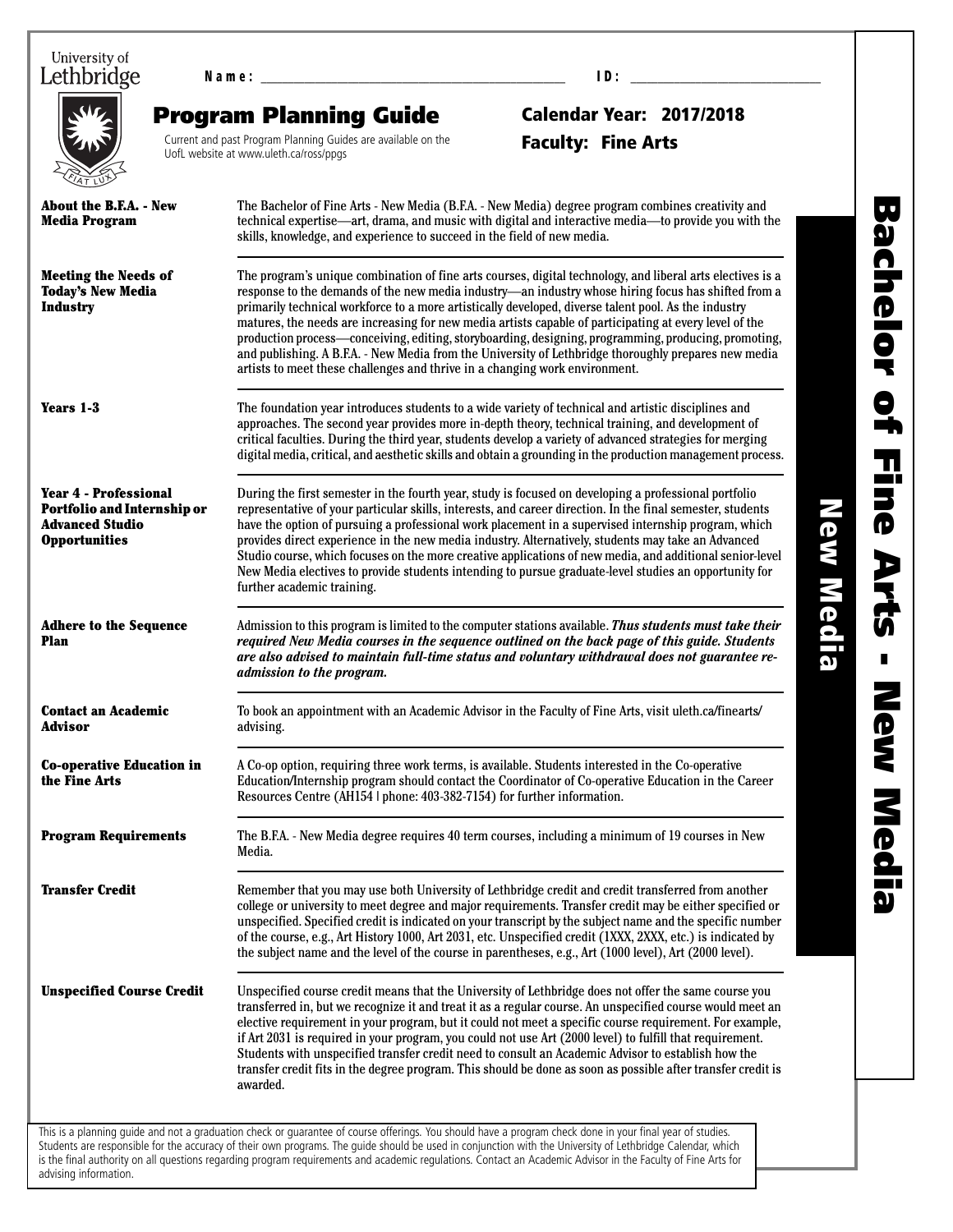University of Lethbridge

**Name:** ______________________ **ID:** ______________________

# Program Planning Guide

Current and past Program Planning Guides are available on the UofL website at www.uleth.ca/ross/ppgs

**Calendar Year: 2017/2018**

**Faculty: Fine Arts**

# Bachelor of Fine Arts - New Media

## New Media

**About the B.F.A. - New Media Program**

The Bachelor of Fine Arts - New Media (B.F.A. - New Media) degree program combines creativity and technical expertise—art, drama, and music with digital and interactive media—to provide you with the skills, knowledge, and experience to succeed in the field of new media.

**Meeting the Needs of Today's New Media Industry**

The program's unique combination of fine arts courses, digital technology, and liberal arts electives is a response to the demands of the new media industry—an industry whose hiring focus has shifted from a primarily technical workforce to a more artistically developed, diverse talent pool. As the industry matures, the needs are increasing for new media artists capable of participating at every level of the production process—conceiving, editing, storyboarding, designing, programming, producing, promoting, and publishing. A B.F.A. - New Media from the University of Lethbridge thoroughly prepares new media artists to meet these challenges and thrive in a changing work environment.

**Years 1-3**

The foundation year introduces students to a wide variety of technical and artistic disciplines and approaches. The second year provides more in-depth theory, technical training, and development of critical faculties. During the third year, students develop a variety of advanced strategies for merging digital media, critical, and aesthetic skills and obtain a grounding in the production management process.

**Year 4 - Professional Portfolio and Internship or Advanced Studio Opportunities**

During the first semester in the fourth year, study is focused on developing a professional portfolio representative of your particular skills, interests, and career direction. In the final semester, students have the option of pursuing a professional work placement in a supervised internship program, which provides direct experience in the new media industry. Alternatively, students may take an Advanced Studio course, which focuses on the more creative applications of new media, and additional senior-level New Media electives to provide students intending to pursue graduate-level studies an opportunity for further academic training.

**Adhere to the Sequence Plan**

Admission to this program is limited to the computer stations available. ***Thus students must take their required New Media courses in the sequence outlined on the back page of this guide. Students are also advised to maintain full-time status and voluntary withdrawal does not guarantee re-admission to the program.***

**Contact an Academic Advisor**

To book an appointment with an Academic Advisor in the Faculty of Fine Arts, visit uleth.ca/finearts/advising.

**Co-operative Education in the Fine Arts**

A Co-op option, requiring three work terms, is available. Students interested in the Co-operative Education/Internship program should contact the Coordinator of Co-operative Education in the Career Resources Centre (AH154 | phone: 403-382-7154) for further information.

**Program Requirements**

The B.F.A. - New Media degree requires 40 term courses, including a minimum of 19 courses in New Media.

**Transfer Credit**

Remember that you may use both University of Lethbridge credit and credit transferred from another college or university to meet degree and major requirements. Transfer credit may be either specified or unspecified. Specified credit is indicated on your transcript by the subject name and the specific number of the course, e.g., Art History 1000, Art 2031, etc. Unspecified credit (1XXX, 2XXX, etc.) is indicated by the subject name and the level of the course in parentheses, e.g., Art (1000 level), Art (2000 level).

**Unspecified Course Credit**

Unspecified course credit means that the University of Lethbridge does not offer the same course you transferred in, but we recognize it and treat it as a regular course. An unspecified course would meet an elective requirement in your program, but it could not meet a specific course requirement. For example, if Art 2031 is required in your program, you could not use Art (2000 level) to fulfill that requirement. Students with unspecified transfer credit need to consult an Academic Advisor to establish how the transfer credit fits in the degree program. This should be done as soon as possible after transfer credit is awarded.

This is a planning guide and not a graduation check or guarantee of course offerings. You should have a program check done in your final year of studies. Students are responsible for the accuracy of their own programs. The guide should be used in conjunction with the University of Lethbridge Calendar, which is the final authority on all questions regarding program requirements and academic regulations. Contact an Academic Advisor in the Faculty of Fine Arts for advising information.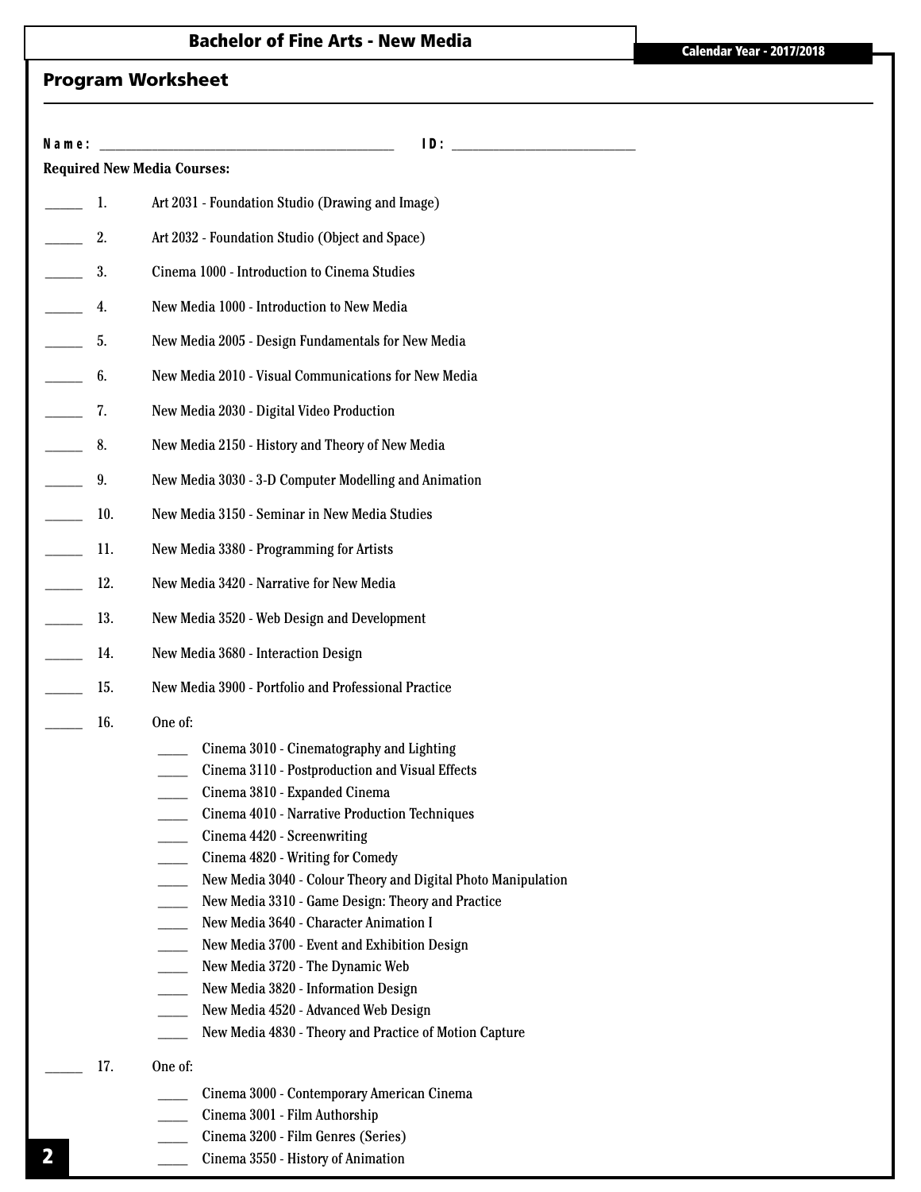# Bachelor of Fine Arts - New Media

**Calendar Year - 2017/2018**

## Program Worksheet

**Name:** ______________________________ **ID:** ____________________

**Required New Media Courses:**

_____ 1. Art 2031 - Foundation Studio (Drawing and Image)

_____ 2. Art 2032 - Foundation Studio (Object and Space)

_____ 3. Cinema 1000 - Introduction to Cinema Studies

_____ 4. New Media 1000 - Introduction to New Media

_____ 5. New Media 2005 - Design Fundamentals for New Media

_____ 6. New Media 2010 - Visual Communications for New Media

_____ 7. New Media 2030 - Digital Video Production

_____ 8. New Media 2150 - History and Theory of New Media

_____ 9. New Media 3030 - 3-D Computer Modelling and Animation

_____ 10. New Media 3150 - Seminar in New Media Studies

_____ 11. New Media 3380 - Programming for Artists

_____ 12. New Media 3420 - Narrative for New Media

_____ 13. New Media 3520 - Web Design and Development

_____ 14. New Media 3680 - Interaction Design

_____ 15. New Media 3900 - Portfolio and Professional Practice

_____ 16. One of:

- ____ Cinema 3010 - Cinematography and Lighting
- ____ Cinema 3110 - Postproduction and Visual Effects
- ____ Cinema 3810 - Expanded Cinema
- ____ Cinema 4010 - Narrative Production Techniques
- ____ Cinema 4420 - Screenwriting
- ____ Cinema 4820 - Writing for Comedy
- ____ New Media 3040 - Colour Theory and Digital Photo Manipulation
- ____ New Media 3310 - Game Design: Theory and Practice
- ____ New Media 3640 - Character Animation I
- ____ New Media 3700 - Event and Exhibition Design
- ____ New Media 3720 - The Dynamic Web
- ____ New Media 3820 - Information Design
- ____ New Media 4520 - Advanced Web Design
- ____ New Media 4830 - Theory and Practice of Motion Capture

_____ 17. One of:

- ____ Cinema 3000 - Contemporary American Cinema
- ____ Cinema 3001 - Film Authorship
- ____ Cinema 3200 - Film Genres (Series)
- ____ Cinema 3550 - History of Animation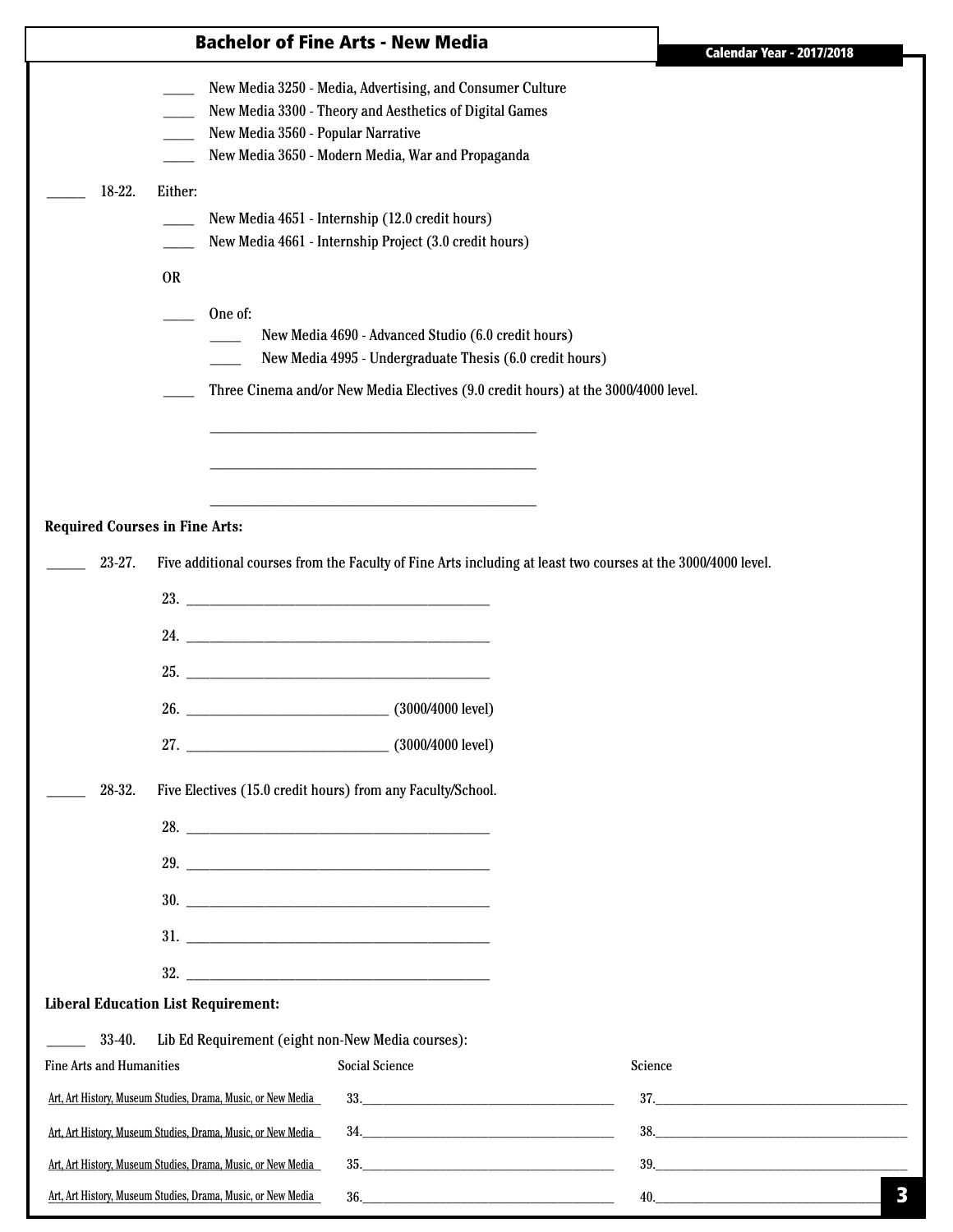## Bachelor of Fine Arts - New Media

Calendar Year - 2017/2018

- ____ New Media 3250 - Media, Advertising, and Consumer Culture
- ____ New Media 3300 - Theory and Aesthetics of Digital Games
- ____ New Media 3560 - Popular Narrative
- ____ New Media 3650 - Modern Media, War and Propaganda

_____ 18-22. Either:

- ____ New Media 4651 - Internship (12.0 credit hours)
- ____ New Media 4661 - Internship Project (3.0 credit hours)

OR

- ____ One of:
  - ____ New Media 4690 - Advanced Studio (6.0 credit hours)
  - ____ New Media 4995 - Undergraduate Thesis (6.0 credit hours)
- ____ Three Cinema and/or New Media Electives (9.0 credit hours) at the 3000/4000 level.

  ________________________________________

  ________________________________________

  ________________________________________

**Required Courses in Fine Arts:**

_____ 23-27. Five additional courses from the Faculty of Fine Arts including at least two courses at the 3000/4000 level.

23. ________________________________________
24. ________________________________________
25. ________________________________________
26. __________________________ (3000/4000 level)
27. __________________________ (3000/4000 level)

_____ 28-32. Five Electives (15.0 credit hours) from any Faculty/School.

28. ________________________________________
29. ________________________________________
30. ________________________________________
31. ________________________________________
32. ________________________________________

**Liberal Education List Requirement:**

_____ 33-40. Lib Ed Requirement (eight non-New Media courses):

| Fine Arts and Humanities | Social Science | Science |
|---|---|---|
| Art, Art History, Museum Studies, Drama, Music, or New Media | 33.________________ | 37.________________ |
| Art, Art History, Museum Studies, Drama, Music, or New Media | 34.________________ | 38.________________ |
| Art, Art History, Museum Studies, Drama, Music, or New Media | 35.________________ | 39.________________ |
| Art, Art History, Museum Studies, Drama, Music, or New Media | 36.________________ | 40.________________ |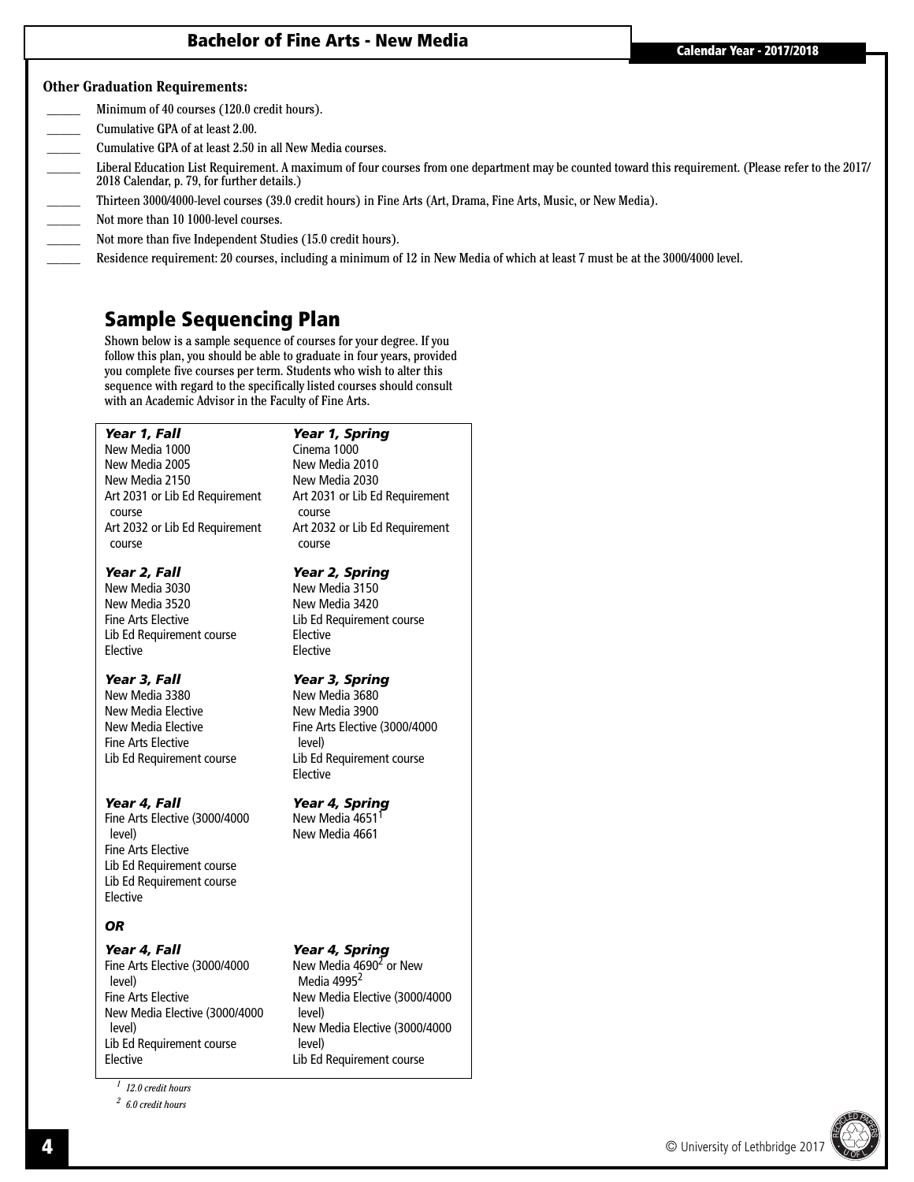**Other Graduation Requirements:**

- ______ Minimum of 40 courses (120.0 credit hours).
- ______ Cumulative GPA of at least 2.00.
- ______ Cumulative GPA of at least 2.50 in all New Media courses.
- ______ Liberal Education List Requirement. A maximum of four courses from one department may be counted toward this requirement. (Please refer to the 2017/2018 Calendar, p. 79, for further details.)
- ______ Thirteen 3000/4000-level courses (39.0 credit hours) in Fine Arts (Art, Drama, Fine Arts, Music, or New Media).
- ______ Not more than 10 1000-level courses.
- ______ Not more than five Independent Studies (15.0 credit hours).
- ______ Residence requirement: 20 courses, including a minimum of 12 in New Media of which at least 7 must be at the 3000/4000 level.

## Sample Sequencing Plan

Shown below is a sample sequence of courses for your degree. If you follow this plan, you should be able to graduate in four years, provided you complete five courses per term. Students who wish to alter this sequence with regard to the specifically listed courses should consult with an Academic Advisor in the Faculty of Fine Arts.

***Year 1, Fall***
New Media 1000
New Media 2005
New Media 2150
Art 2031 or Lib Ed Requirement course
Art 2032 or Lib Ed Requirement course

***Year 1, Spring***
Cinema 1000
New Media 2010
New Media 2030
Art 2031 or Lib Ed Requirement course
Art 2032 or Lib Ed Requirement course

***Year 2, Fall***
New Media 3030
New Media 3520
Fine Arts Elective
Lib Ed Requirement course
Elective

***Year 2, Spring***
New Media 3150
New Media 3420
Lib Ed Requirement course
Elective
Elective

***Year 3, Fall***
New Media 3380
New Media Elective
New Media Elective
Fine Arts Elective
Lib Ed Requirement course

***Year 3, Spring***
New Media 3680
New Media 3900
Fine Arts Elective (3000/4000 level)
Lib Ed Requirement course
Elective

***Year 4, Fall***
Fine Arts Elective (3000/4000 level)
Fine Arts Elective
Lib Ed Requirement course
Lib Ed Requirement course
Elective

***Year 4, Spring***
New Media 4651[1]
New Media 4661

***OR***

***Year 4, Fall***
Fine Arts Elective (3000/4000 level)
Fine Arts Elective
New Media Elective (3000/4000 level)
Lib Ed Requirement course
Elective

***Year 4, Spring***
New Media 4690[2] or New Media 4995[2]
New Media Elective (3000/4000 level)
New Media Elective (3000/4000 level)
Lib Ed Requirement course

[1] *12.0 credit hours*

[2] *6.0 credit hours*